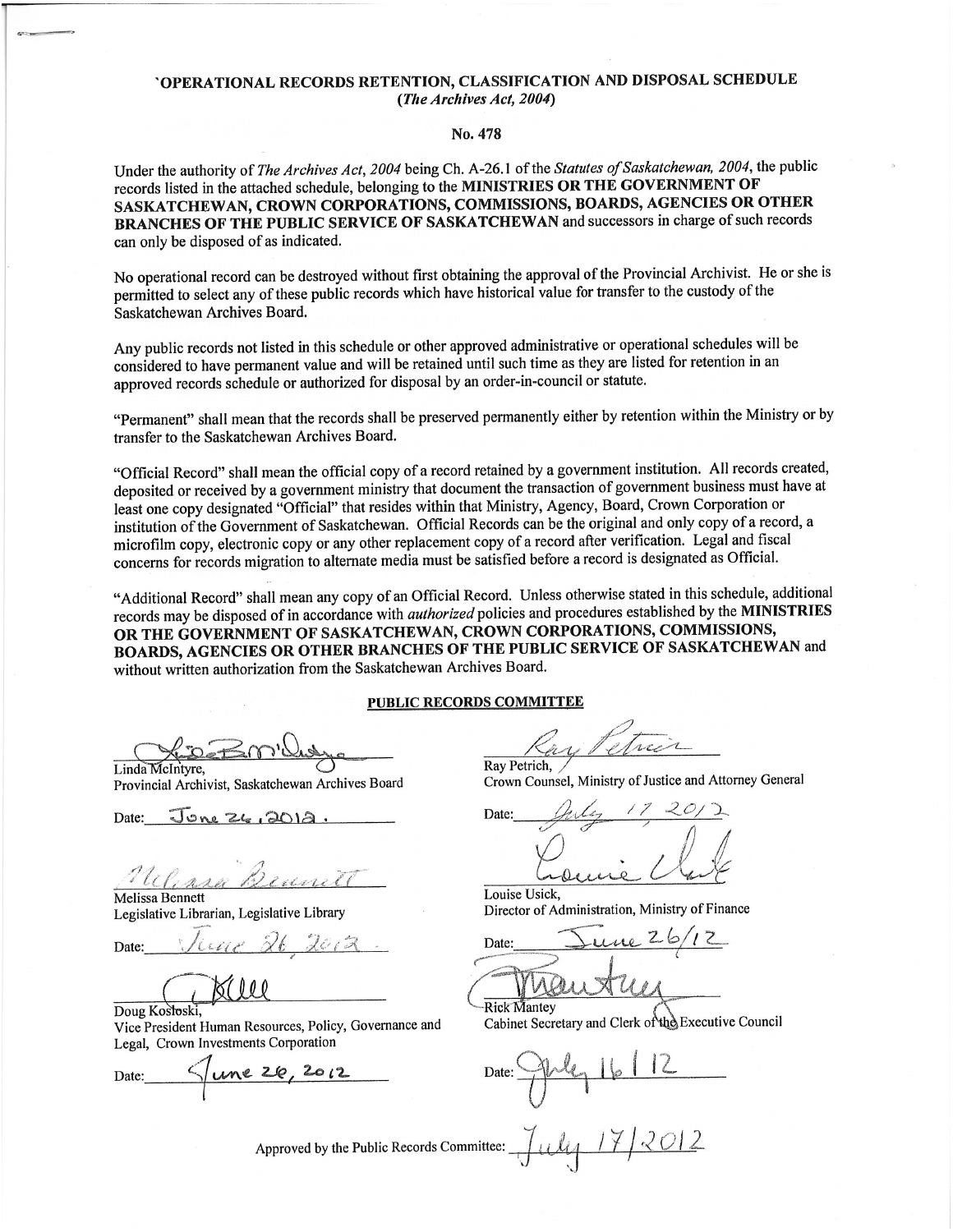# `OPERATIONAL RECORDS RETENTION, CLASSIFICATION AND DISPOSAL SCHEDULE
## (*The Archives Act, 2004*)

**No. 478**

Under the authority of *The Archives Act, 2004* being Ch. A-26.1 of the *Statutes of Saskatchewan, 2004*, the public records listed in the attached schedule, belonging to the **MINISTRIES OR THE GOVERNMENT OF SASKATCHEWAN, CROWN CORPORATIONS, COMMISSIONS, BOARDS, AGENCIES OR OTHER BRANCHES OF THE PUBLIC SERVICE OF SASKATCHEWAN** and successors in charge of such records can only be disposed of as indicated.

No operational record can be destroyed without first obtaining the approval of the Provincial Archivist. He or she is permitted to select any of these public records which have historical value for transfer to the custody of the Saskatchewan Archives Board.

Any public records not listed in this schedule or other approved administrative or operational schedules will be considered to have permanent value and will be retained until such time as they are listed for retention in an approved records schedule or authorized for disposal by an order-in-council or statute.

"Permanent" shall mean that the records shall be preserved permanently either by retention within the Ministry or by transfer to the Saskatchewan Archives Board.

"Official Record" shall mean the official copy of a record retained by a government institution. All records created, deposited or received by a government ministry that document the transaction of government business must have at least one copy designated "Official" that resides within that Ministry, Agency, Board, Crown Corporation or institution of the Government of Saskatchewan. Official Records can be the original and only copy of a record, a microfilm copy, electronic copy or any other replacement copy of a record after verification. Legal and fiscal concerns for records migration to alternate media must be satisfied before a record is designated as Official.

"Additional Record" shall mean any copy of an Official Record. Unless otherwise stated in this schedule, additional records may be disposed of in accordance with *authorized* policies and procedures established by the **MINISTRIES OR THE GOVERNMENT OF SASKATCHEWAN, CROWN CORPORATIONS, COMMISSIONS, BOARDS, AGENCIES OR OTHER BRANCHES OF THE PUBLIC SERVICE OF SASKATCHEWAN** and without written authorization from the Saskatchewan Archives Board.

**PUBLIC RECORDS COMMITTEE**

Linda McIntyre,
Provincial Archivist, Saskatchewan Archives Board

Date: June 26, 2012.

Ray Petrich,
Crown Counsel, Ministry of Justice and Attorney General

Date: July 17, 2012

Melissa Bennett
Legislative Librarian, Legislative Library

Date: June 26, 2012.

Louise Usick,
Director of Administration, Ministry of Finance

Date: June 26/12

Doug Kosloski,
Vice President Human Resources, Policy, Governance and Legal, Crown Investments Corporation

Date: June 26, 2012

Rick Mantey
Cabinet Secretary and Clerk of the Executive Council

Date: July 16/12

Approved by the Public Records Committee: July 17/2012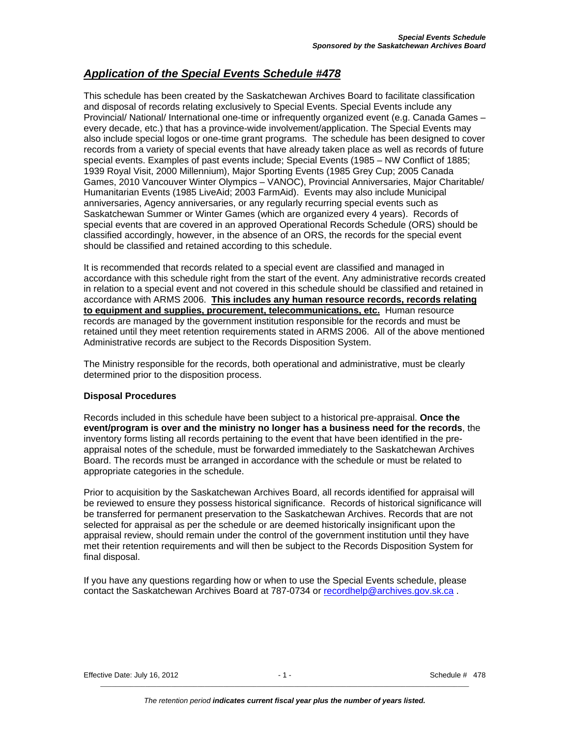## ***Application of the Special Events Schedule #478***

This schedule has been created by the Saskatchewan Archives Board to facilitate classification and disposal of records relating exclusively to Special Events. Special Events include any Provincial/ National/ International one-time or infrequently organized event (e.g. Canada Games – every decade, etc.) that has a province-wide involvement/application. The Special Events may also include special logos or one-time grant programs. The schedule has been designed to cover records from a variety of special events that have already taken place as well as records of future special events. Examples of past events include; Special Events (1985 – NW Conflict of 1885; 1939 Royal Visit, 2000 Millennium), Major Sporting Events (1985 Grey Cup; 2005 Canada Games, 2010 Vancouver Winter Olympics – VANOC), Provincial Anniversaries, Major Charitable/ Humanitarian Events (1985 LiveAid; 2003 FarmAid). Events may also include Municipal anniversaries, Agency anniversaries, or any regularly recurring special events such as Saskatchewan Summer or Winter Games (which are organized every 4 years). Records of special events that are covered in an approved Operational Records Schedule (ORS) should be classified accordingly, however, in the absence of an ORS, the records for the special event should be classified and retained according to this schedule.

It is recommended that records related to a special event are classified and managed in accordance with this schedule right from the start of the event. Any administrative records created in relation to a special event and not covered in this schedule should be classified and retained in accordance with ARMS 2006. **<u>This includes any human resource records, records relating to equipment and supplies, procurement, telecommunications, etc.</u>** Human resource records are managed by the government institution responsible for the records and must be retained until they meet retention requirements stated in ARMS 2006. All of the above mentioned Administrative records are subject to the Records Disposition System.

The Ministry responsible for the records, both operational and administrative, must be clearly determined prior to the disposition process.

**Disposal Procedures**

Records included in this schedule have been subject to a historical pre-appraisal. **Once the event/program is over and the ministry no longer has a business need for the records**, the inventory forms listing all records pertaining to the event that have been identified in the pre-appraisal notes of the schedule, must be forwarded immediately to the Saskatchewan Archives Board. The records must be arranged in accordance with the schedule or must be related to appropriate categories in the schedule.

Prior to acquisition by the Saskatchewan Archives Board, all records identified for appraisal will be reviewed to ensure they possess historical significance. Records of historical significance will be transferred for permanent preservation to the Saskatchewan Archives. Records that are not selected for appraisal as per the schedule or are deemed historically insignificant upon the appraisal review, should remain under the control of the government institution until they have met their retention requirements and will then be subject to the Records Disposition System for final disposal.

If you have any questions regarding how or when to use the Special Events schedule, please contact the Saskatchewan Archives Board at 787-0734 or recordhelp@archives.gov.sk.ca .

*The retention period **indicates current fiscal year plus the number of years listed.***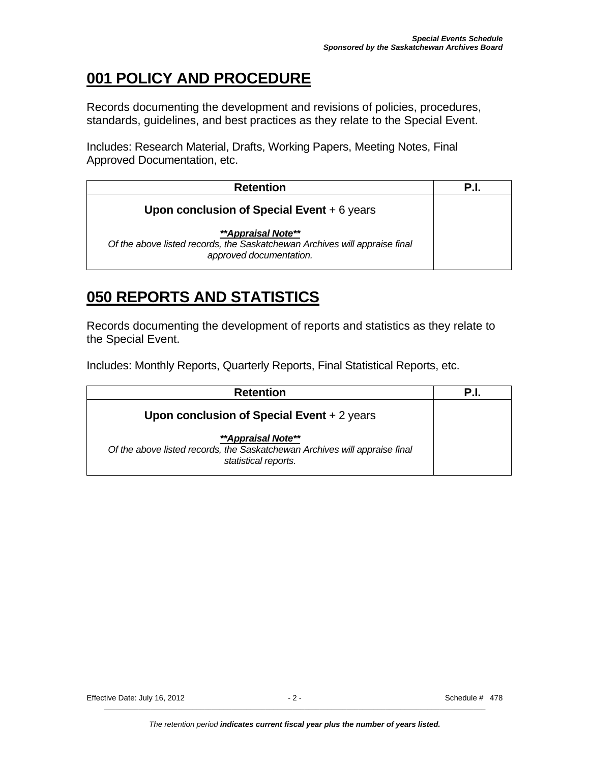## 001 POLICY AND PROCEDURE

Records documenting the development and revisions of policies, procedures, standards, guidelines, and best practices as they relate to the Special Event.

Includes: Research Material, Drafts, Working Papers, Meeting Notes, Final Approved Documentation, etc.

| Retention | P.I. |
|---|---|
| **Upon conclusion of Special Event** + 6 years<br><br>***Appraisal Note***<br>*Of the above listed records, the Saskatchewan Archives will appraise final approved documentation.* | |

## 050 REPORTS AND STATISTICS

Records documenting the development of reports and statistics as they relate to the Special Event.

Includes: Monthly Reports, Quarterly Reports, Final Statistical Reports, etc.

| Retention | P.I. |
|---|---|
| **Upon conclusion of Special Event** + 2 years<br><br>***Appraisal Note***<br>*Of the above listed records, the Saskatchewan Archives will appraise final statistical reports.* | |

*The retention period **indicates current fiscal year plus the number of years listed.***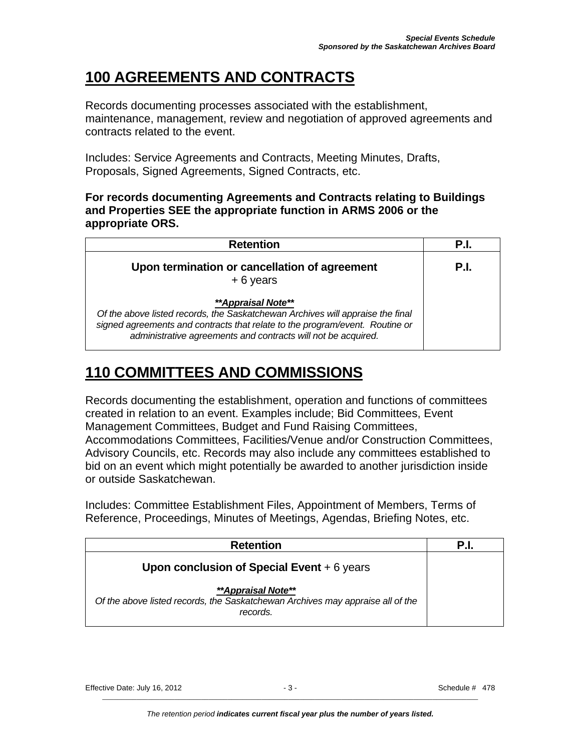# 100 AGREEMENTS AND CONTRACTS

Records documenting processes associated with the establishment, maintenance, management, review and negotiation of approved agreements and contracts related to the event.

Includes: Service Agreements and Contracts, Meeting Minutes, Drafts, Proposals, Signed Agreements, Signed Contracts, etc.

**For records documenting Agreements and Contracts relating to Buildings and Properties SEE the appropriate function in ARMS 2006 or the appropriate ORS.**

| Retention | P.I. |
|---|---|
| **Upon termination or cancellation of agreement** + 6 years<br><br>***\*\*Appraisal Note\*\****<br>*Of the above listed records, the Saskatchewan Archives will appraise the final signed agreements and contracts that relate to the program/event. Routine or administrative agreements and contracts will not be acquired.* | **P.I.** |

# 110 COMMITTEES AND COMMISSIONS

Records documenting the establishment, operation and functions of committees created in relation to an event. Examples include; Bid Committees, Event Management Committees, Budget and Fund Raising Committees, Accommodations Committees, Facilities/Venue and/or Construction Committees, Advisory Councils, etc. Records may also include any committees established to bid on an event which might potentially be awarded to another jurisdiction inside or outside Saskatchewan.

Includes: Committee Establishment Files, Appointment of Members, Terms of Reference, Proceedings, Minutes of Meetings, Agendas, Briefing Notes, etc.

| Retention | P.I. |
|---|---|
| **Upon conclusion of Special Event** + 6 years<br><br>***\*\*Appraisal Note\*\****<br>*Of the above listed records, the Saskatchewan Archives may appraise all of the records.* | |

*The retention period **indicates current fiscal year plus the number of years listed.***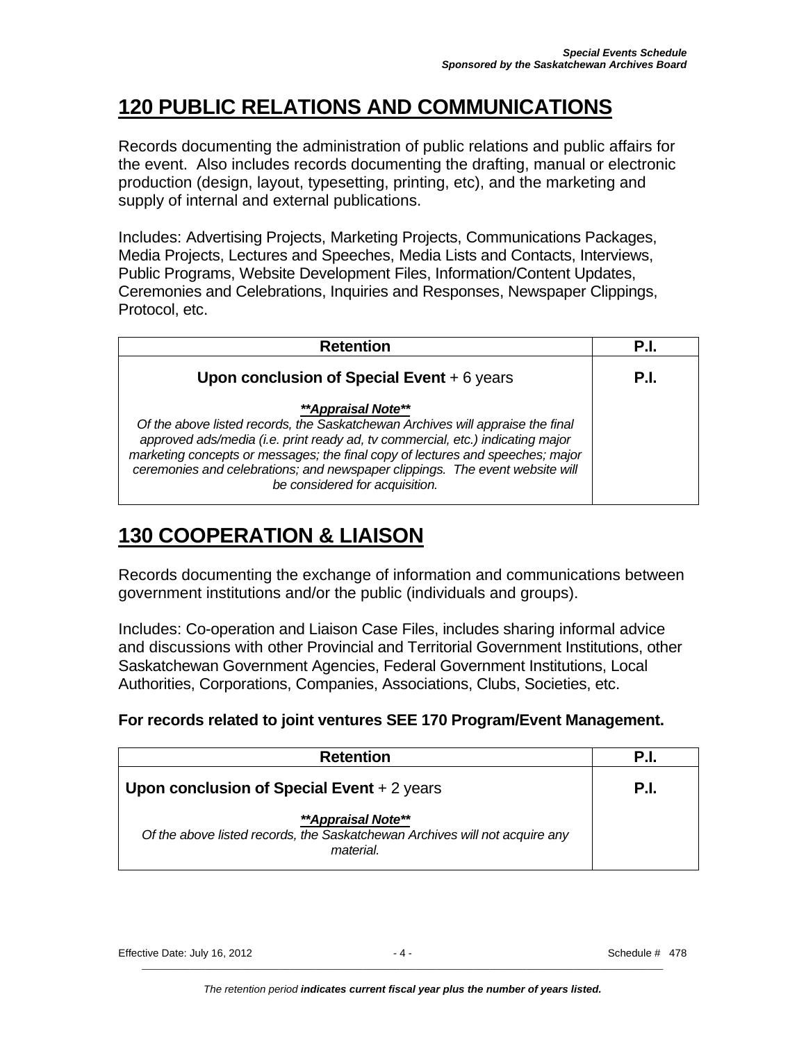## 120 PUBLIC RELATIONS AND COMMUNICATIONS

Records documenting the administration of public relations and public affairs for the event. Also includes records documenting the drafting, manual or electronic production (design, layout, typesetting, printing, etc), and the marketing and supply of internal and external publications.

Includes: Advertising Projects, Marketing Projects, Communications Packages, Media Projects, Lectures and Speeches, Media Lists and Contacts, Interviews, Public Programs, Website Development Files, Information/Content Updates, Ceremonies and Celebrations, Inquiries and Responses, Newspaper Clippings, Protocol, etc.

| Retention | P.I. |
|---|---|
| **Upon conclusion of Special Event** + 6 years<br><br>***\*\*Appraisal Note\*\****<br>*Of the above listed records, the Saskatchewan Archives will appraise the final approved ads/media (i.e. print ready ad, tv commercial, etc.) indicating major marketing concepts or messages; the final copy of lectures and speeches; major ceremonies and celebrations; and newspaper clippings. The event website will be considered for acquisition.* | **P.I.** |

## 130 COOPERATION & LIAISON

Records documenting the exchange of information and communications between government institutions and/or the public (individuals and groups).

Includes: Co-operation and Liaison Case Files, includes sharing informal advice and discussions with other Provincial and Territorial Government Institutions, other Saskatchewan Government Agencies, Federal Government Institutions, Local Authorities, Corporations, Companies, Associations, Clubs, Societies, etc.

**For records related to joint ventures SEE 170 Program/Event Management.**

| Retention | P.I. |
|---|---|
| **Upon conclusion of Special Event** + 2 years<br><br>***\*\*Appraisal Note\*\****<br>*Of the above listed records, the Saskatchewan Archives will not acquire any material.* | **P.I.** |

Effective Date: July 16, 2012 | Schedule # 478

*The retention period **indicates current fiscal year plus the number of years listed.***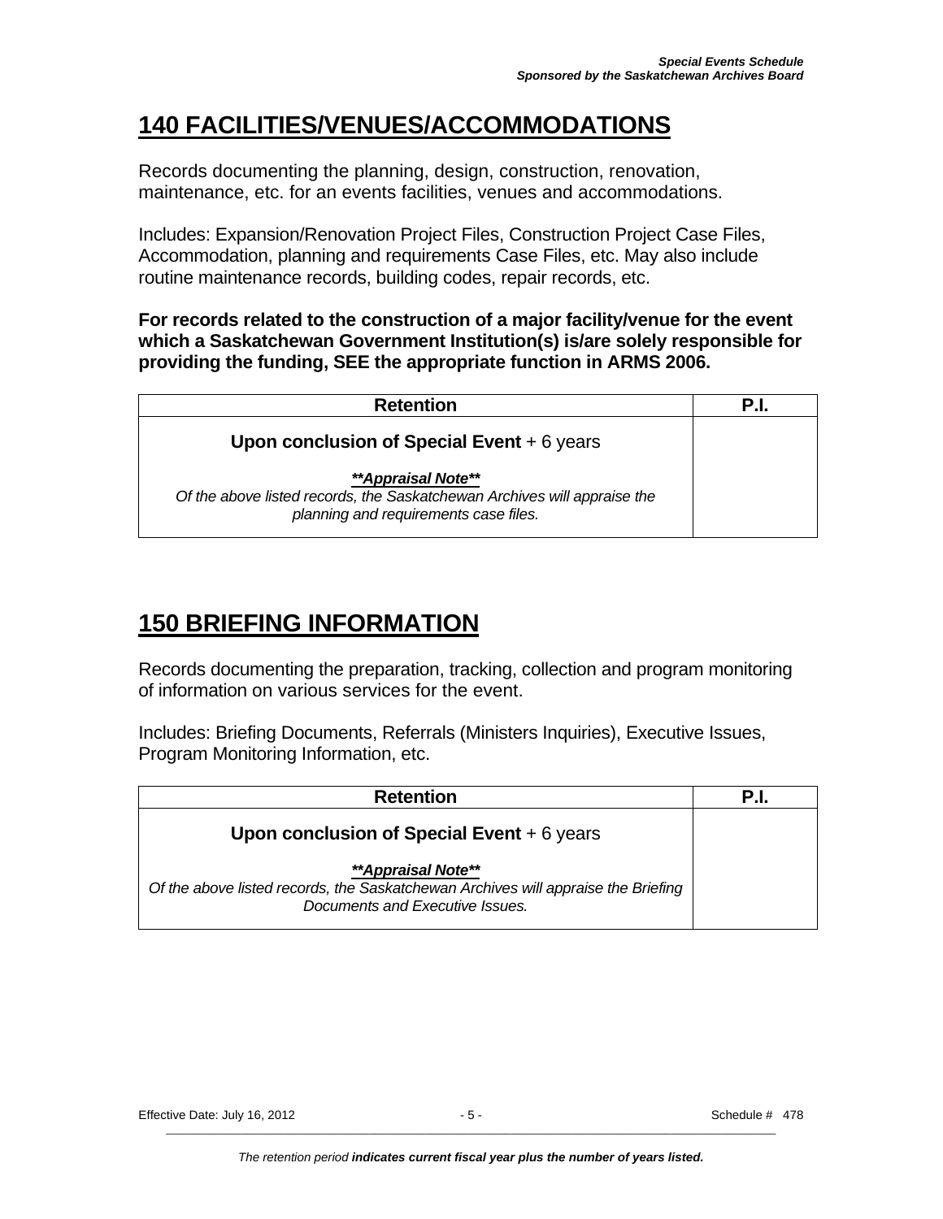# 140 FACILITIES/VENUES/ACCOMMODATIONS

Records documenting the planning, design, construction, renovation, maintenance, etc. for an events facilities, venues and accommodations.

Includes: Expansion/Renovation Project Files, Construction Project Case Files, Accommodation, planning and requirements Case Files, etc. May also include routine maintenance records, building codes, repair records, etc.

**For records related to the construction of a major facility/venue for the event which a Saskatchewan Government Institution(s) is/are solely responsible for providing the funding, SEE the appropriate function in ARMS 2006.**

| Retention | P.I. |
|---|---|
| **Upon conclusion of Special Event** + 6 years<br><br>***\*\*Appraisal Note\*\****<br>*Of the above listed records, the Saskatchewan Archives will appraise the planning and requirements case files.* | |

# 150 BRIEFING INFORMATION

Records documenting the preparation, tracking, collection and program monitoring of information on various services for the event.

Includes: Briefing Documents, Referrals (Ministers Inquiries), Executive Issues, Program Monitoring Information, etc.

| Retention | P.I. |
|---|---|
| **Upon conclusion of Special Event** + 6 years<br><br>***\*\*Appraisal Note\*\****<br>*Of the above listed records, the Saskatchewan Archives will appraise the Briefing Documents and Executive Issues.* | |

*The retention period* ***indicates current fiscal year plus the number of years listed.***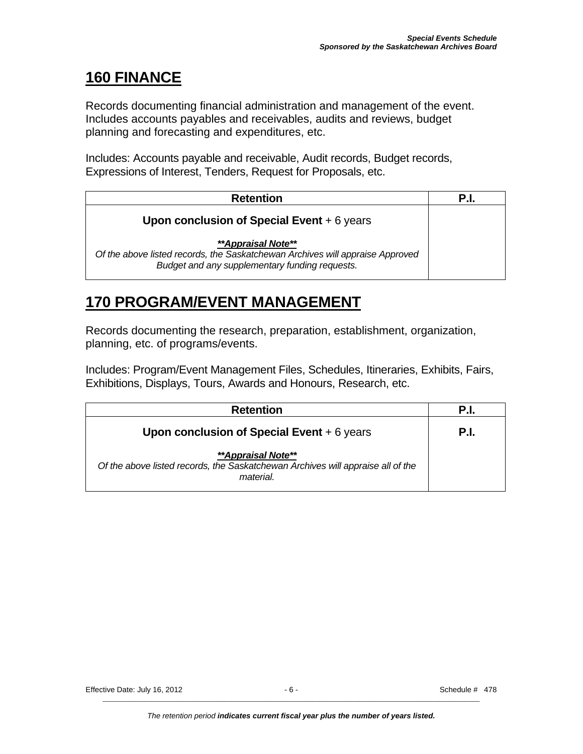## 160 FINANCE

Records documenting financial administration and management of the event. Includes accounts payables and receivables, audits and reviews, budget planning and forecasting and expenditures, etc.

Includes: Accounts payable and receivable, Audit records, Budget records, Expressions of Interest, Tenders, Request for Proposals, etc.

| Retention | P.I. |
|---|---|
| **Upon conclusion of Special Event** + 6 years<br><br>***Appraisal Note****<br>*Of the above listed records, the Saskatchewan Archives will appraise Approved Budget and any supplementary funding requests.* | |

## 170 PROGRAM/EVENT MANAGEMENT

Records documenting the research, preparation, establishment, organization, planning, etc. of programs/events.

Includes: Program/Event Management Files, Schedules, Itineraries, Exhibits, Fairs, Exhibitions, Displays, Tours, Awards and Honours, Research, etc.

| Retention | P.I. |
|---|---|
| **Upon conclusion of Special Event** + 6 years<br><br>***Appraisal Note****<br>*Of the above listed records, the Saskatchewan Archives will appraise all of the material.* | **P.I.** |

Effective Date: July 16, 2012 — Schedule # 478

*The retention period **indicates current fiscal year plus the number of years listed.***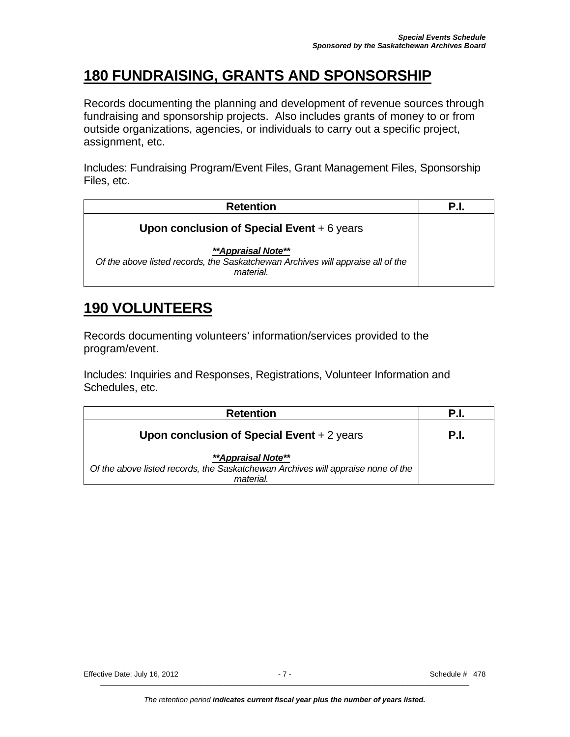## 180 FUNDRAISING, GRANTS AND SPONSORSHIP

Records documenting the planning and development of revenue sources through fundraising and sponsorship projects. Also includes grants of money to or from outside organizations, agencies, or individuals to carry out a specific project, assignment, etc.

Includes: Fundraising Program/Event Files, Grant Management Files, Sponsorship Files, etc.

| Retention | P.I. |
|---|---|
| **Upon conclusion of Special Event** + 6 years<br><br>***Appraisal Note***<br>*Of the above listed records, the Saskatchewan Archives will appraise all of the material.* | |

## 190 VOLUNTEERS

Records documenting volunteers' information/services provided to the program/event.

Includes: Inquiries and Responses, Registrations, Volunteer Information and Schedules, etc.

| Retention | P.I. |
|---|---|
| **Upon conclusion of Special Event** + 2 years<br><br>***Appraisal Note***<br>*Of the above listed records, the Saskatchewan Archives will appraise none of the material.* | **P.I.** |

Effective Date: July 16, 2012 Schedule # 478

*The retention period* ***indicates current fiscal year plus the number of years listed.***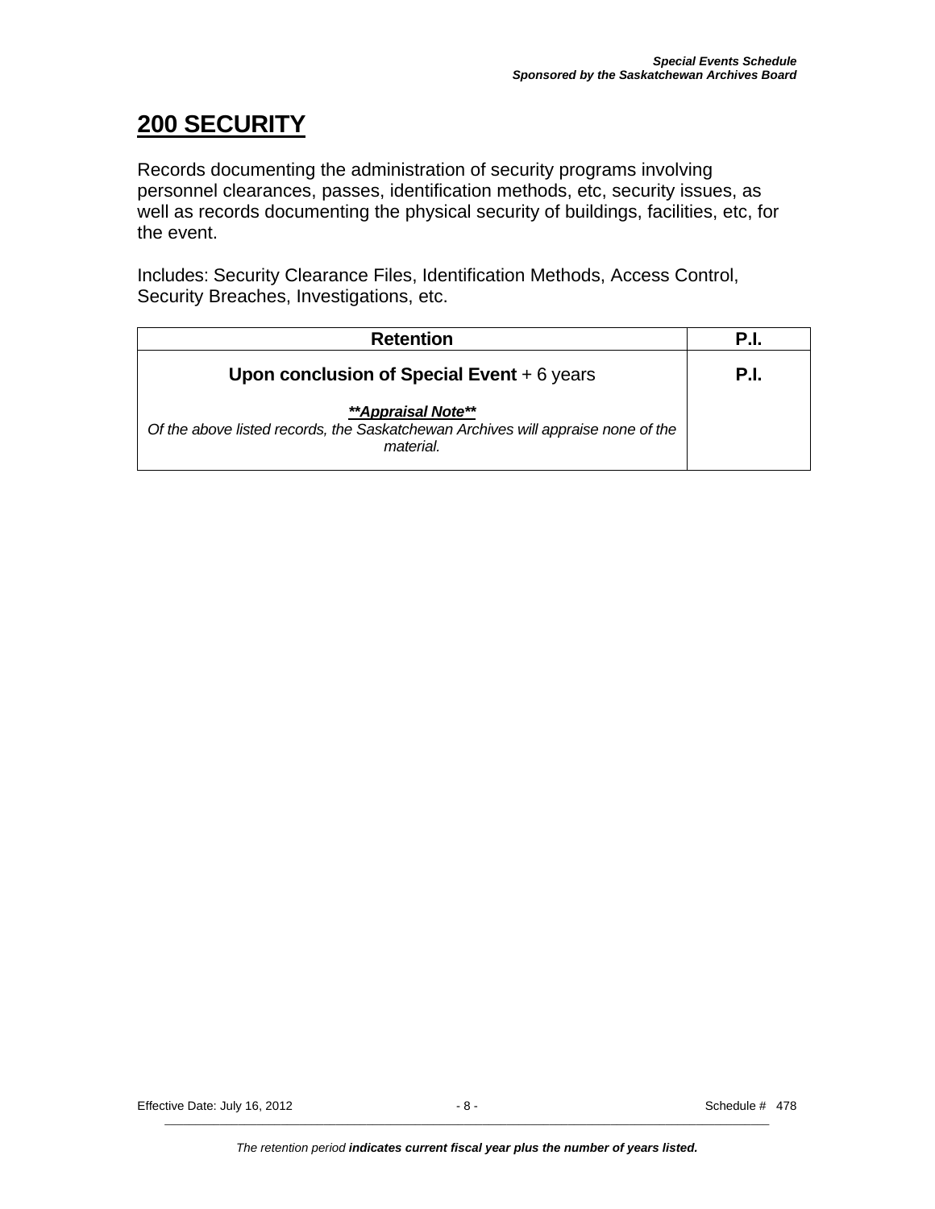# 200 SECURITY

Records documenting the administration of security programs involving personnel clearances, passes, identification methods, etc, security issues, as well as records documenting the physical security of buildings, facilities, etc, for the event.

Includes: Security Clearance Files, Identification Methods, Access Control, Security Breaches, Investigations, etc.

| Retention | P.I. |
|---|---|
| **Upon conclusion of Special Event** + 6 years<br><br>***\*\*Appraisal Note\*\**** <br>*Of the above listed records, the Saskatchewan Archives will appraise none of the material.* | **P.I.** |

Effective Date: July 16, 2012 Schedule # 478

*The retention period **indicates current fiscal year plus the number of years listed.***